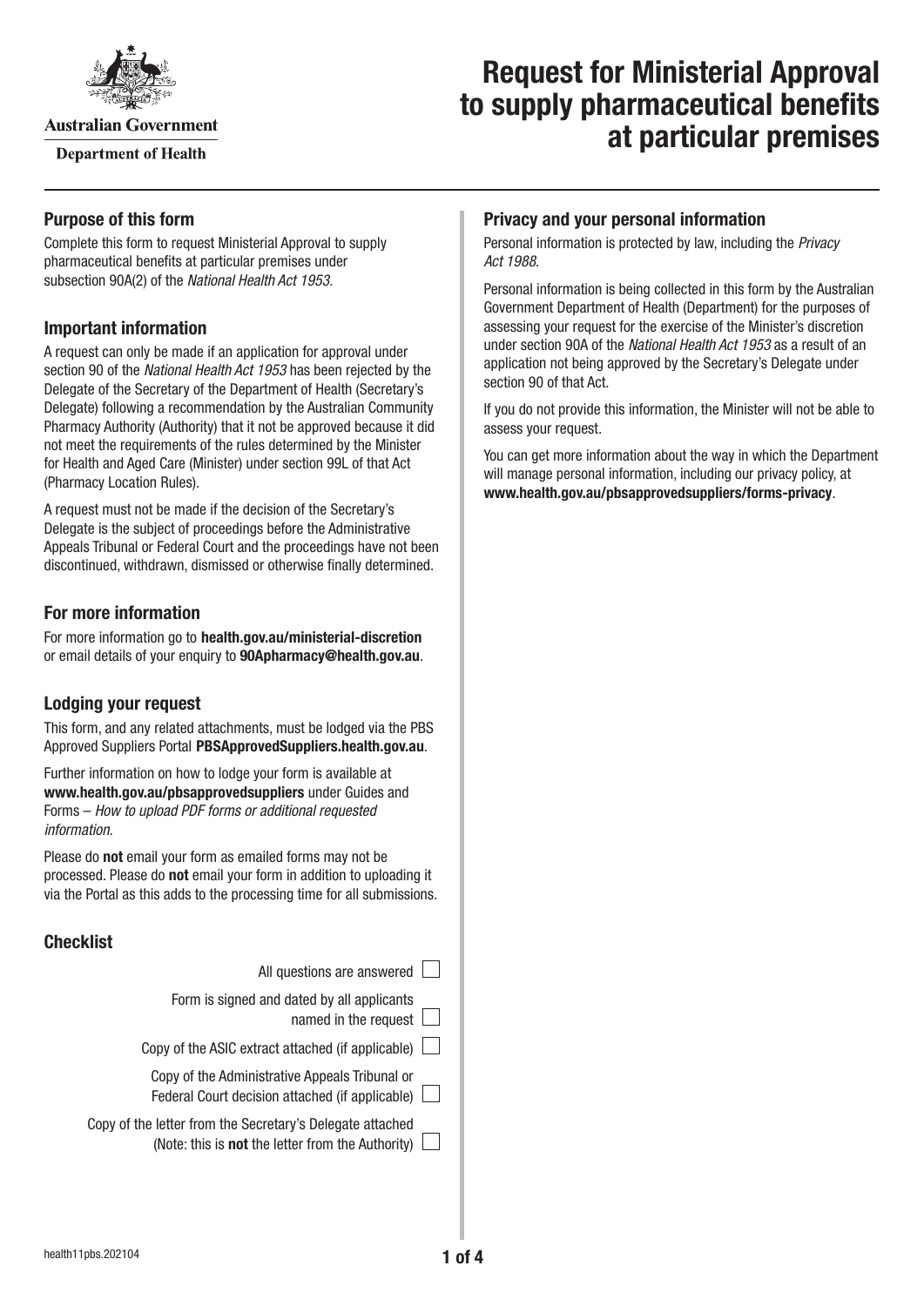Australian Government

Department of Health

# Request for Ministerial Approval to supply pharmaceutical benefits at particular premises

## Purpose of this form

Complete this form to request Ministerial Approval to supply pharmaceutical benefits at particular premises under subsection 90A(2) of the *National Health Act 1953*.

## Important information

A request can only be made if an application for approval under section 90 of the *National Health Act 1953* has been rejected by the Delegate of the Secretary of the Department of Health (Secretary's Delegate) following a recommendation by the Australian Community Pharmacy Authority (Authority) that it not be approved because it did not meet the requirements of the rules determined by the Minister for Health and Aged Care (Minister) under section 99L of that Act (Pharmacy Location Rules).

A request must not be made if the decision of the Secretary's Delegate is the subject of proceedings before the Administrative Appeals Tribunal or Federal Court and the proceedings have not been discontinued, withdrawn, dismissed or otherwise finally determined.

## For more information

For more information go to **health.gov.au/ministerial-discretion** or email details of your enquiry to **90Apharmacy@health.gov.au**.

## Lodging your request

This form, and any related attachments, must be lodged via the PBS Approved Suppliers Portal **PBSApprovedSuppliers.health.gov.au**.

Further information on how to lodge your form is available at **www.health.gov.au/pbsapprovedsuppliers** under Guides and Forms – *How to upload PDF forms or additional requested information*.

Please do **not** email your form as emailed forms may not be processed. Please do **not** email your form in addition to uploading it via the Portal as this adds to the processing time for all submissions.

## Checklist

- [ ] All questions are answered
- [ ] Form is signed and dated by all applicants named in the request
- [ ] Copy of the ASIC extract attached (if applicable)
- [ ] Copy of the Administrative Appeals Tribunal or Federal Court decision attached (if applicable)
- [ ] Copy of the letter from the Secretary's Delegate attached (Note: this is **not** the letter from the Authority)

## Privacy and your personal information

Personal information is protected by law, including the *Privacy Act 1988*.

Personal information is being collected in this form by the Australian Government Department of Health (Department) for the purposes of assessing your request for the exercise of the Minister's discretion under section 90A of the *National Health Act 1953* as a result of an application not being approved by the Secretary's Delegate under section 90 of that Act.

If you do not provide this information, the Minister will not be able to assess your request.

You can get more information about the way in which the Department will manage personal information, including our privacy policy, at **www.health.gov.au/pbsapprovedsuppliers/forms-privacy**.

health11pbs.202104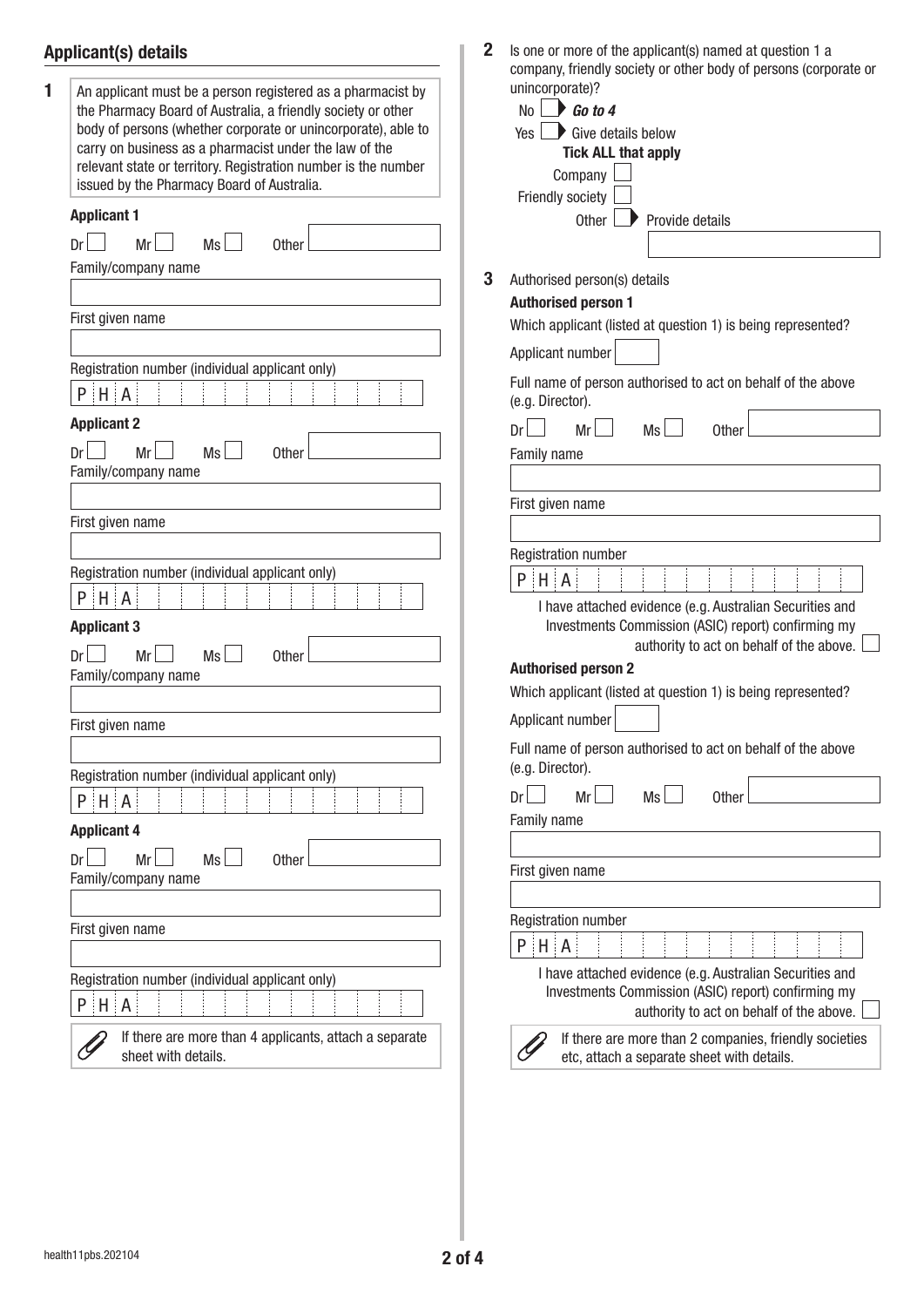## Applicant(s) details

**1** An applicant must be a person registered as a pharmacist by the Pharmacy Board of Australia, a friendly society or other body of persons (whether corporate or unincorporate), able to carry on business as a pharmacist under the law of the relevant state or territory. Registration number is the number issued by the Pharmacy Board of Australia.

**Applicant 1**

Dr ☐ Mr ☐ Ms ☐ Other

Family/company name

First given name

Registration number (individual applicant only)

PHA

**Applicant 2**

Dr ☐ Mr ☐ Ms ☐ Other

Family/company name

First given name

Registration number (individual applicant only)

PHA

**Applicant 3**

Dr ☐ Mr ☐ Ms ☐ Other

Family/company name

First given name

Registration number (individual applicant only)

PHA

**Applicant 4**

Dr ☐ Mr ☐ Ms ☐ Other

Family/company name

First given name

Registration number (individual applicant only)

PHA

If there are more than 4 applicants, attach a separate sheet with details.

**2** Is one or more of the applicant(s) named at question 1 a company, friendly society or other body of persons (corporate or unincorporate)?

No ☐ ► ***Go to 4***

Yes ☐ ► Give details below

**Tick ALL that apply**

Company ☐

Friendly society ☐

Other ☐ ► Provide details

**3** Authorised person(s) details

**Authorised person 1**

Which applicant (listed at question 1) is being represented?

Applicant number

Full name of person authorised to act on behalf of the above (e.g. Director).

Dr ☐ Mr ☐ Ms ☐ Other

Family name

First given name

Registration number

PHA

I have attached evidence (e.g. Australian Securities and Investments Commission (ASIC) report) confirming my authority to act on behalf of the above. ☐

**Authorised person 2**

Which applicant (listed at question 1) is being represented?

Applicant number

Full name of person authorised to act on behalf of the above (e.g. Director).

Dr ☐ Mr ☐ Ms ☐ Other

Family name

First given name

Registration number

PHA

I have attached evidence (e.g. Australian Securities and Investments Commission (ASIC) report) confirming my authority to act on behalf of the above. ☐

If there are more than 2 companies, friendly societies etc, attach a separate sheet with details.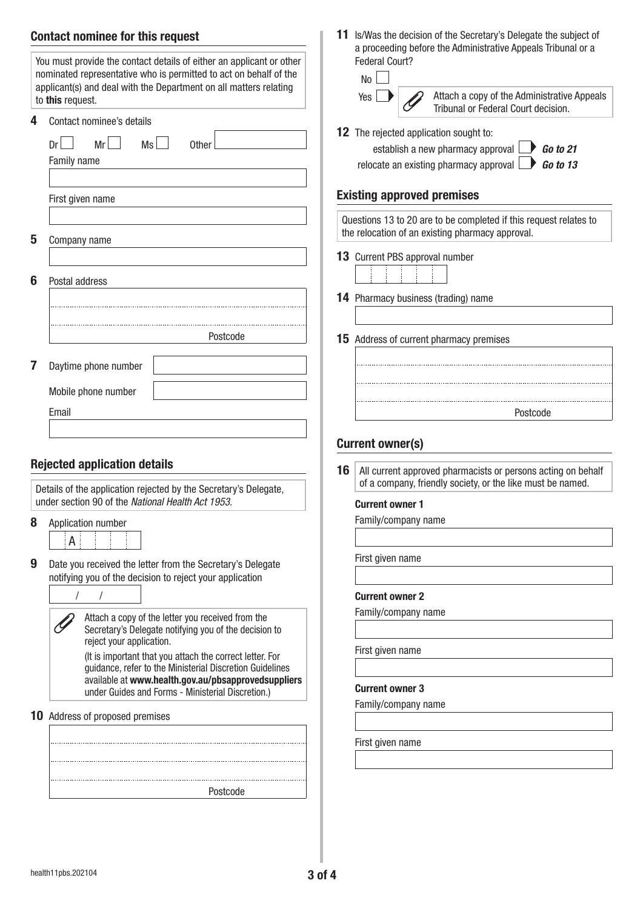## Contact nominee for this request

You must provide the contact details of either an applicant or other nominated representative who is permitted to act on behalf of the applicant(s) and deal with the Department on all matters relating to **this** request.

**4** Contact nominee's details

Dr ☐ Mr ☐ Ms ☐ Other

Family name

First given name

**5** Company name

**6** Postal address

Postcode

**7** Daytime phone number

Mobile phone number

Email

## Rejected application details

Details of the application rejected by the Secretary's Delegate, under section 90 of the *National Health Act 1953*.

**8** Application number

A

**9** Date you received the letter from the Secretary's Delegate notifying you of the decision to reject your application

/ /

Attach a copy of the letter you received from the Secretary's Delegate notifying you of the decision to reject your application.

(It is important that you attach the correct letter. For guidance, refer to the Ministerial Discretion Guidelines available at **www.health.gov.au/pbsapprovedsuppliers** under Guides and Forms - Ministerial Discretion.)

**10** Address of proposed premises

Postcode

**11** Is/Was the decision of the Secretary's Delegate the subject of a proceeding before the Administrative Appeals Tribunal or a Federal Court?

No ☐

Yes ☐ ▶ Attach a copy of the Administrative Appeals Tribunal or Federal Court decision.

**12** The rejected application sought to:

establish a new pharmacy approval ☐ ▶ ***Go to 21***

relocate an existing pharmacy approval ☐ ▶ ***Go to 13***

## Existing approved premises

Questions 13 to 20 are to be completed if this request relates to the relocation of an existing pharmacy approval.

**13** Current PBS approval number

**14** Pharmacy business (trading) name

**15** Address of current pharmacy premises

Postcode

## Current owner(s)

**16** All current approved pharmacists or persons acting on behalf of a company, friendly society, or the like must be named.

**Current owner 1**

Family/company name

First given name

**Current owner 2**

Family/company name

First given name

**Current owner 3**

Family/company name

First given name

health11pbs.202104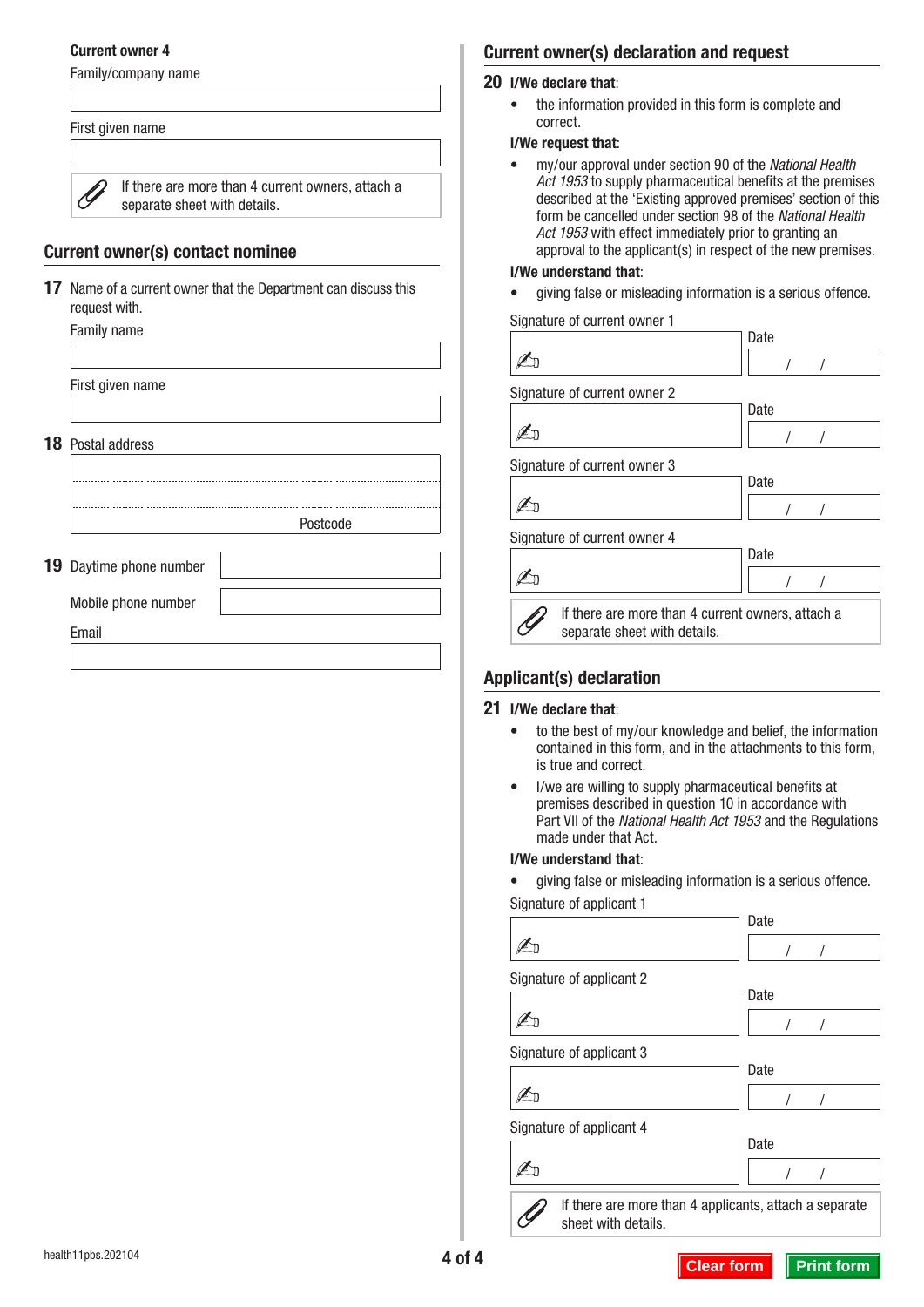**Current owner 4**

Family/company name

First given name

If there are more than 4 current owners, attach a separate sheet with details.

## Current owner(s) contact nominee

**17** Name of a current owner that the Department can discuss this request with.

Family name

First given name

**18** Postal address

Postcode

**19** Daytime phone number

Mobile phone number

Email

## Current owner(s) declaration and request

**20** **I/We declare that**:

- the information provided in this form is complete and correct.

**I/We request that**:

- my/our approval under section 90 of the *National Health Act 1953* to supply pharmaceutical benefits at the premises described in the 'Existing approved premises' section of this form be cancelled under section 98 of the *National Health Act 1953* with effect immediately prior to granting an approval to the applicant(s) in respect of the new premises.

**I/We understand that**:

- giving false or misleading information is a serious offence.

Signature of current owner 1 — Date / /

Signature of current owner 2 — Date / /

Signature of current owner 3 — Date / /

Signature of current owner 4 — Date / /

If there are more than 4 current owners, attach a separate sheet with details.

## Applicant(s) declaration

**21** **I/We declare that**:

- to the best of my/our knowledge and belief, the information contained in this form, and in the attachments to this form, is true and correct.
- I/we are willing to supply pharmaceutical benefits at premises described in question 10 in accordance with Part VII of the *National Health Act 1953* and the Regulations made under that Act.

**I/We understand that**:

- giving false or misleading information is a serious offence.

Signature of applicant 1 — Date / /

Signature of applicant 2 — Date / /

Signature of applicant 3 — Date / /

Signature of applicant 4 — Date / /

If there are more than 4 applicants, attach a separate sheet with details.

health11pbs.202104

Clear form Print form